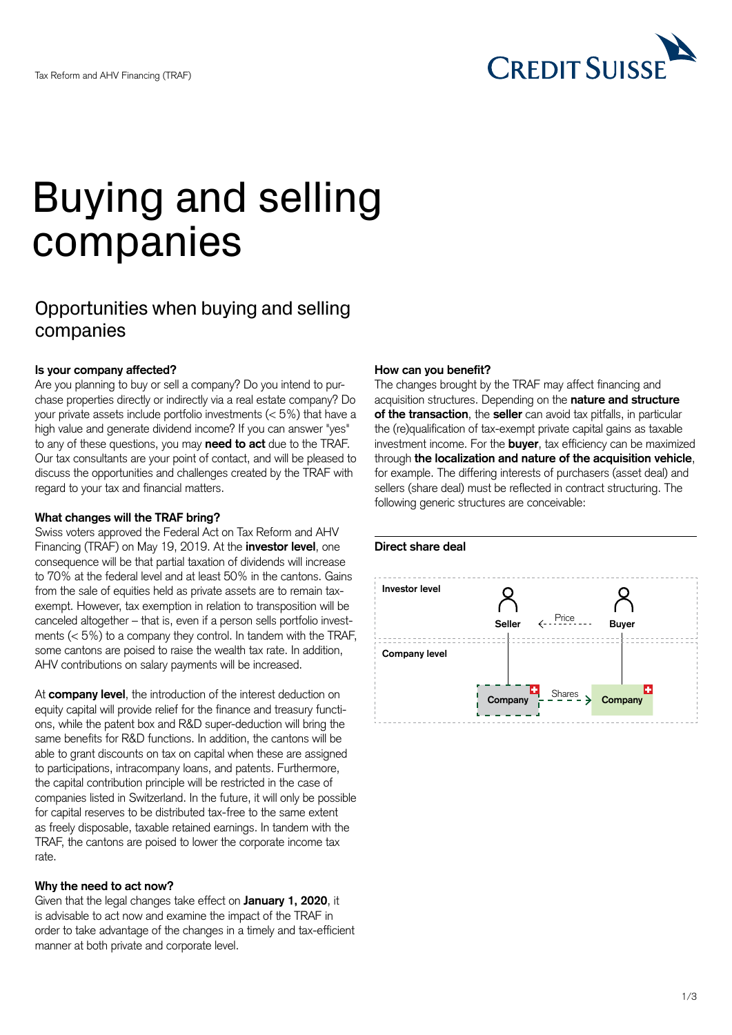// Buying and selling companies

# Buying and selling companies

## Opportunities when buying and selling companies

### Is your company affected?

Are you planning to buy or sell a company? Do you intend to purchase properties directly or indirectly via a real estate company? Do your private assets include portfolio investments (< 5%) that have a high value and generate dividend income? If you can answer "yes" to any of these questions, you may **need to act** due to the TRAF. Our tax consultants are your point of contact, and will be pleased to discuss the opportunities and challenges created by the TRAF with regard to your tax and financial matters.

### What changes will the TRAF bring?

Swiss voters approved the Federal Act on Tax Reform and AHV Financing (TRAF) on May 19, 2019. At the **investor level**, one consequence will be that partial taxation of dividends will increase to 70% at the federal level and at least 50% in the cantons. Gains from the sale of equities held as private assets are to remain tax-exempt. However, tax exemption in relation to transposition will be canceled altogether – that is, even if a person sells portfolio investments (< 5%) to a company they control. In tandem with the TRAF, some cantons are poised to raise the wealth tax rate. In addition, AHV contributions on salary payments will be increased.

At **company level**, the introduction of the interest deduction on equity capital will provide relief for the finance and treasury functions, while the patent box and R&D super-deduction will bring the same benefits for R&D functions. In addition, the cantons will be able to grant discounts on tax on capital when these are assigned to participations, intracompany loans, and patents. Furthermore, the capital contribution principle will be restricted in the case of companies listed in Switzerland. In the future, it will only be possible for capital reserves to be distributed tax-free to the same extent as freely disposable, taxable retained earnings. In tandem with the TRAF, the cantons are poised to lower the corporate income tax rate.

### Why the need to act now?

Given that the legal changes take effect on **January 1, 2020**, it is advisable to act now and examine the impact of the TRAF in order to take advantage of the changes in a timely and tax-efficient manner at both private and corporate level.

### How can you benefit?

The changes brought by the TRAF may affect financing and acquisition structures. Depending on the **nature and structure of the transaction**, the **seller** can avoid tax pitfalls, in particular the (re)qualification of tax-exempt private capital gains as taxable investment income. For the **buyer**, tax efficiency can be maximized through **the localization and nature of the acquisition vehicle**, for example. The differing interests of purchasers (asset deal) and sellers (share deal) must be reflected in contract structuring. The following generic structures are conceivable:

### Direct share deal

**Investor level**: **Seller** ← Price – **Buyer**

**Company level**: **Company** – Shares → **Company**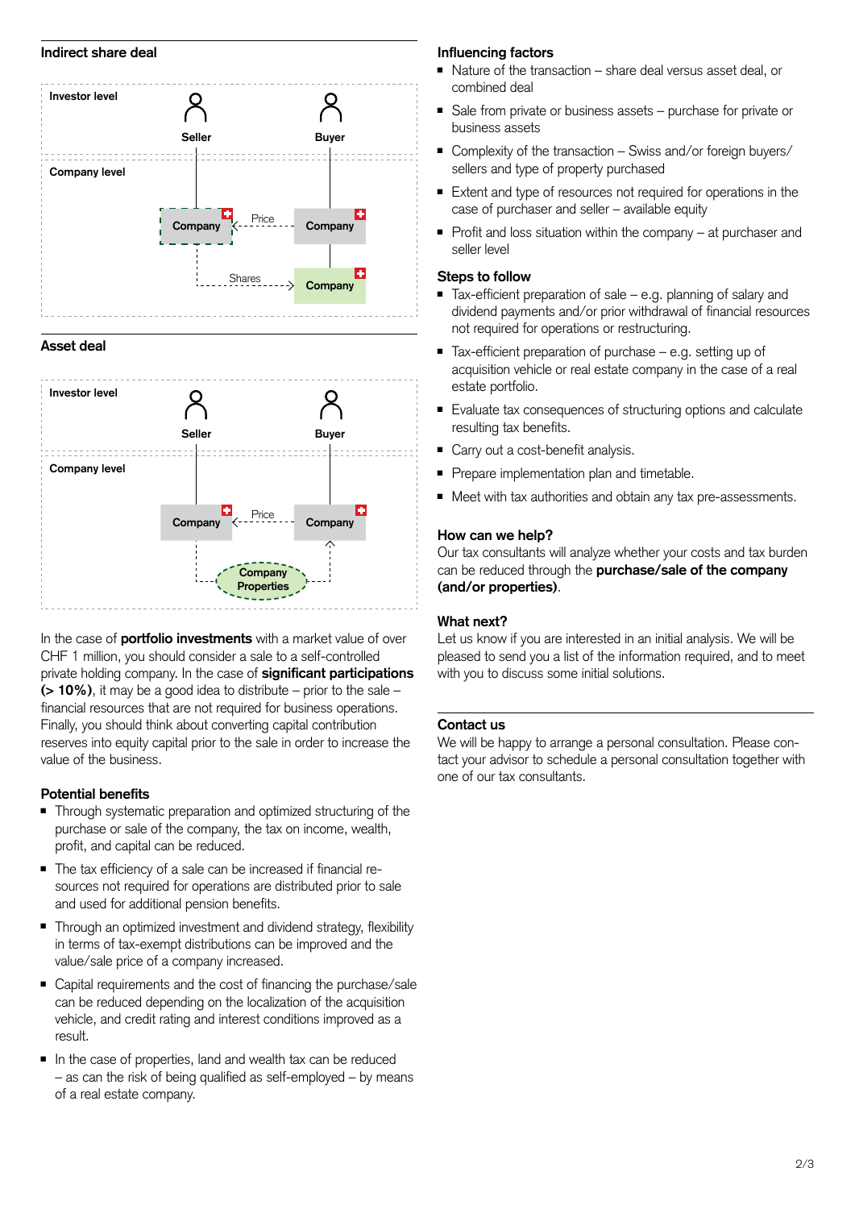## Indirect share deal

Investor level: Seller, Buyer

Company level: Company —Price— Company; Shares → Company

## Asset deal

Investor level: Seller, Buyer

Company level: Company —Price— Company; Company Properties

In the case of **portfolio investments** with a market value of over CHF 1 million, you should consider a sale to a self-controlled private holding company. In the case of **significant participations (> 10%)**, it may be a good idea to distribute – prior to the sale – financial resources that are not required for business operations. Finally, you should think about converting capital contribution reserves into equity capital prior to the sale in order to increase the value of the business.

### Potential benefits

- Through systematic preparation and optimized structuring of the purchase or sale of the company, the tax on income, wealth, profit, and capital can be reduced.
- The tax efficiency of a sale can be increased if financial resources not required for operations are distributed prior to sale and used for additional pension benefits.
- Through an optimized investment and dividend strategy, flexibility in terms of tax-exempt distributions can be improved and the value/sale price of a company increased.
- Capital requirements and the cost of financing the purchase/sale can be reduced depending on the localization of the acquisition vehicle, and credit rating and interest conditions improved as a result.
- In the case of properties, land and wealth tax can be reduced – as can the risk of being qualified as self-employed – by means of a real estate company.

### Influencing factors

- Nature of the transaction – share deal versus asset deal, or combined deal
- Sale from private or business assets – purchase for private or business assets
- Complexity of the transaction – Swiss and/or foreign buyers/sellers and type of property purchased
- Extent and type of resources not required for operations in the case of purchaser and seller – available equity
- Profit and loss situation within the company – at purchaser and seller level

### Steps to follow

- Tax-efficient preparation of sale – e.g. planning of salary and dividend payments and/or prior withdrawal of financial resources not required for operations or restructuring.
- Tax-efficient preparation of purchase – e.g. setting up of acquisition vehicle or real estate company in the case of a real estate portfolio.
- Evaluate tax consequences of structuring options and calculate resulting tax benefits.
- Carry out a cost-benefit analysis.
- Prepare implementation plan and timetable.
- Meet with tax authorities and obtain any tax pre-assessments.

### How can we help?

Our tax consultants will analyze whether your costs and tax burden can be reduced through the **purchase/sale of the company (and/or properties)**.

### What next?

Let us know if you are interested in an initial analysis. We will be pleased to send you a list of the information required, and to meet with you to discuss some initial solutions.

### Contact us

We will be happy to arrange a personal consultation. Please contact your advisor to schedule a personal consultation together with one of our tax consultants.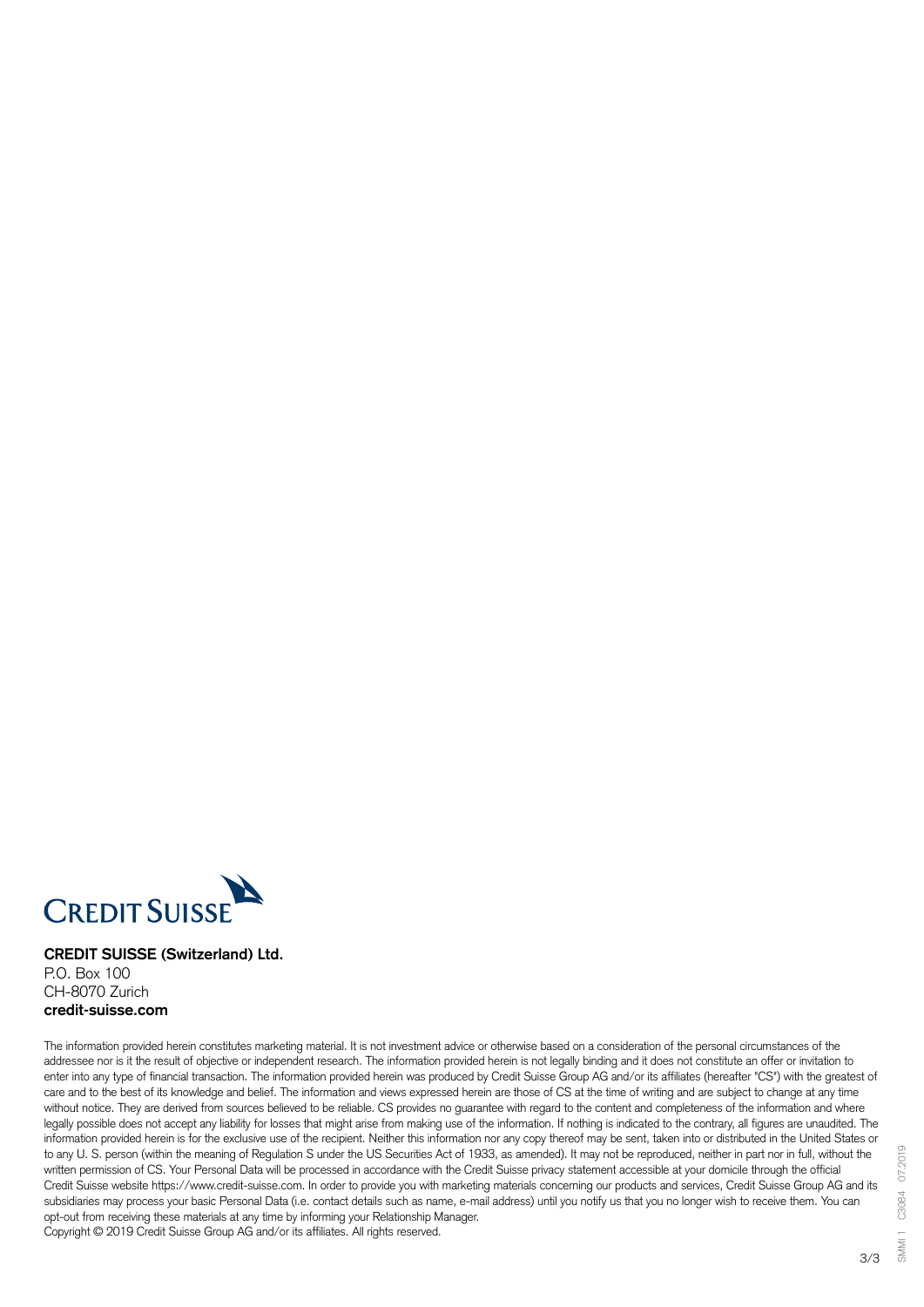CREDIT SUISSE

**CREDIT SUISSE (Switzerland) Ltd.**
P.O. Box 100
CH-8070 Zurich
**credit-suisse.com**

The information provided herein constitutes marketing material. It is not investment advice or otherwise based on a consideration of the personal circumstances of the addressee nor is it the result of objective or independent research. The information provided herein is not legally binding and it does not constitute an offer or invitation to enter into any type of financial transaction. The information provided herein was produced by Credit Suisse Group AG and/or its affiliates (hereafter "CS") with the greatest of care and to the best of its knowledge and belief. The information and views expressed herein are those of CS at the time of writing and are subject to change at any time without notice. They are derived from sources believed to be reliable. CS provides no guarantee with regard to the content and completeness of the information and where legally possible does not accept any liability for losses that might arise from making use of the information. If nothing is indicated to the contrary, all figures are unaudited. The information provided herein is for the exclusive use of the recipient. Neither this information nor any copy thereof may be sent, taken into or distributed in the United States or to any U. S. person (within the meaning of Regulation S under the US Securities Act of 1933, as amended). It may not be reproduced, neither in part nor in full, without the written permission of CS. Your Personal Data will be processed in accordance with the Credit Suisse privacy statement accessible at your domicile through the official Credit Suisse website https://www.credit-suisse.com. In order to provide you with marketing materials concerning our products and services, Credit Suisse Group AG and its subsidiaries may process your basic Personal Data (i.e. contact details such as name, e-mail address) until you notify us that you no longer wish to receive them. You can opt-out from receiving these materials at any time by informing your Relationship Manager.
Copyright © 2019 Credit Suisse Group AG and/or its affiliates. All rights reserved.

SMMI 1 C3084 07.2019